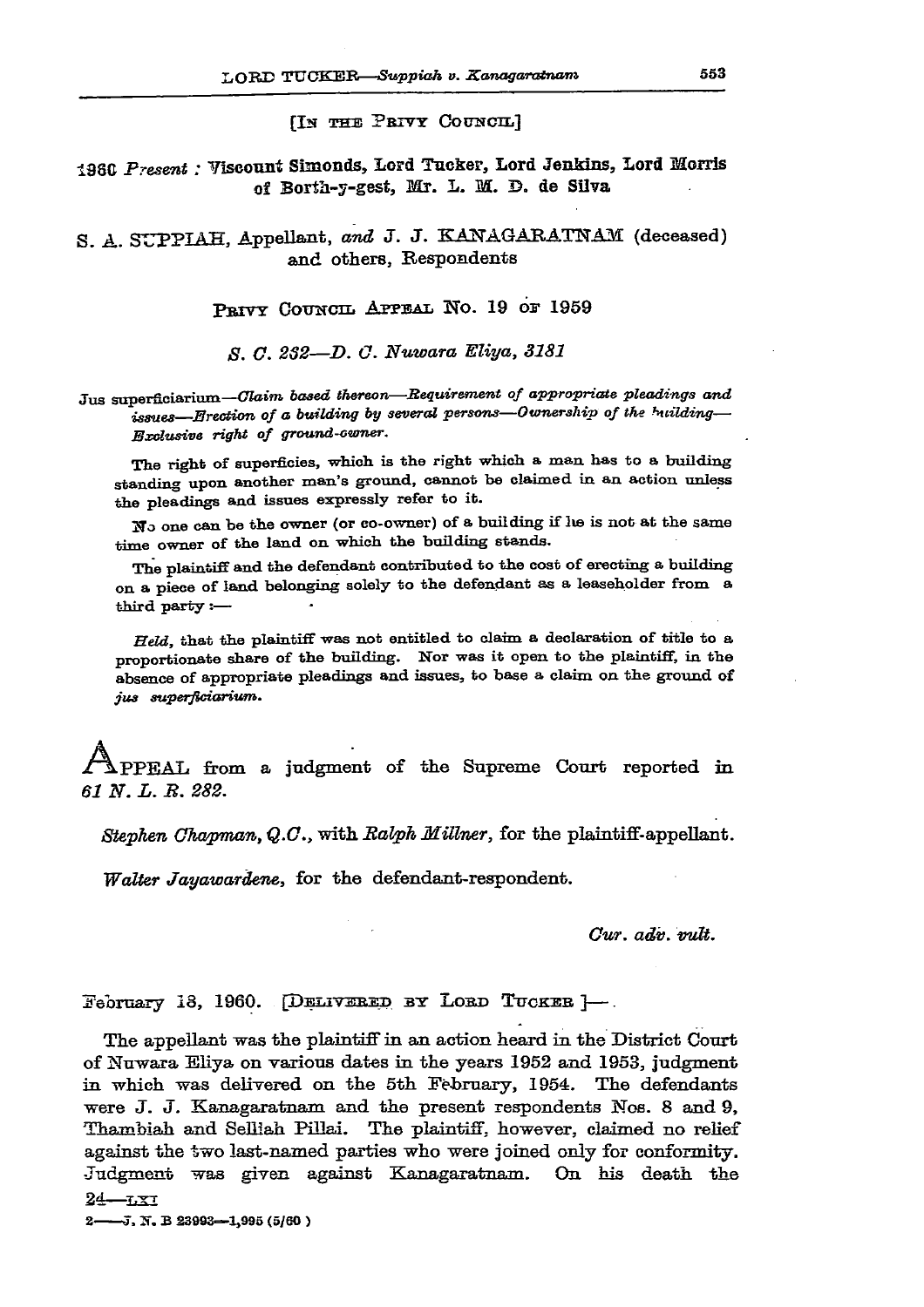[IN THE PRIVY COUNCIL]

1960 *Present* : Viscount Simonds, Lord Tucker, Lord Jenkins, Lord Morris of Borth-y-gest, Mr. L. M. D. de Silva

# S. A. SUPPIAH, Appellant, *and* J. J. KANAGARATNAM (deceased) and others, Respondents

PRIVY COUNCIL APPEAL NO. 19 OF 1959

*S. C. 232—D. C. Nuwara Eliya, 3181*

*Jus superficiarium—Claim based thereon—Requirement of appropriate pleadings and issues—Erection of a building by several persons—Ownership of the building—Exclusive right of ground-owner.*

The right of superficies, which is the right which a man has to a building standing upon another man's ground, cannot be claimed in an action unless the pleadings and issues expressly refer to it.

No one can be the owner (or co-owner) of a building if he is not at the same time owner of the land on which the building stands.

The plaintiff and the defendant contributed to the cost of erecting a building on a piece of land belonging solely to the defendant as a leaseholder from a third party :—

*Held,* that the plaintiff was not entitled to claim a declaration of title to a proportionate share of the building. Nor was it open to the plaintiff, in the absence of appropriate pleadings and issues, to base a claim on the ground of *jus superficiarium.*

APPEAL from a judgment of the Supreme Court reported in *61 N. L. R. 282.*

*Stephen Chapman, Q.C.*, with *Ralph Millner*, for the plaintiff-appellant.

*Walter Jayawardene*, for the defendant-respondent.

*Cur. adv. vult.*

February 18, 1960. [DELIVERED BY LORD TUCKER]—

The appellant was the plaintiff in an action heard in the District Court of Nuwara Eliya on various dates in the years 1952 and 1953, judgment in which was delivered on the 5th February, 1954. The defendants were J. J. Kanagaratnam and the present respondents Nos. 8 and 9, Thambiah and Selliah Pillai. The plaintiff, however, claimed no relief against the two last-named parties who were joined only for conformity. Judgment was given against Kanagaratnam. On his death the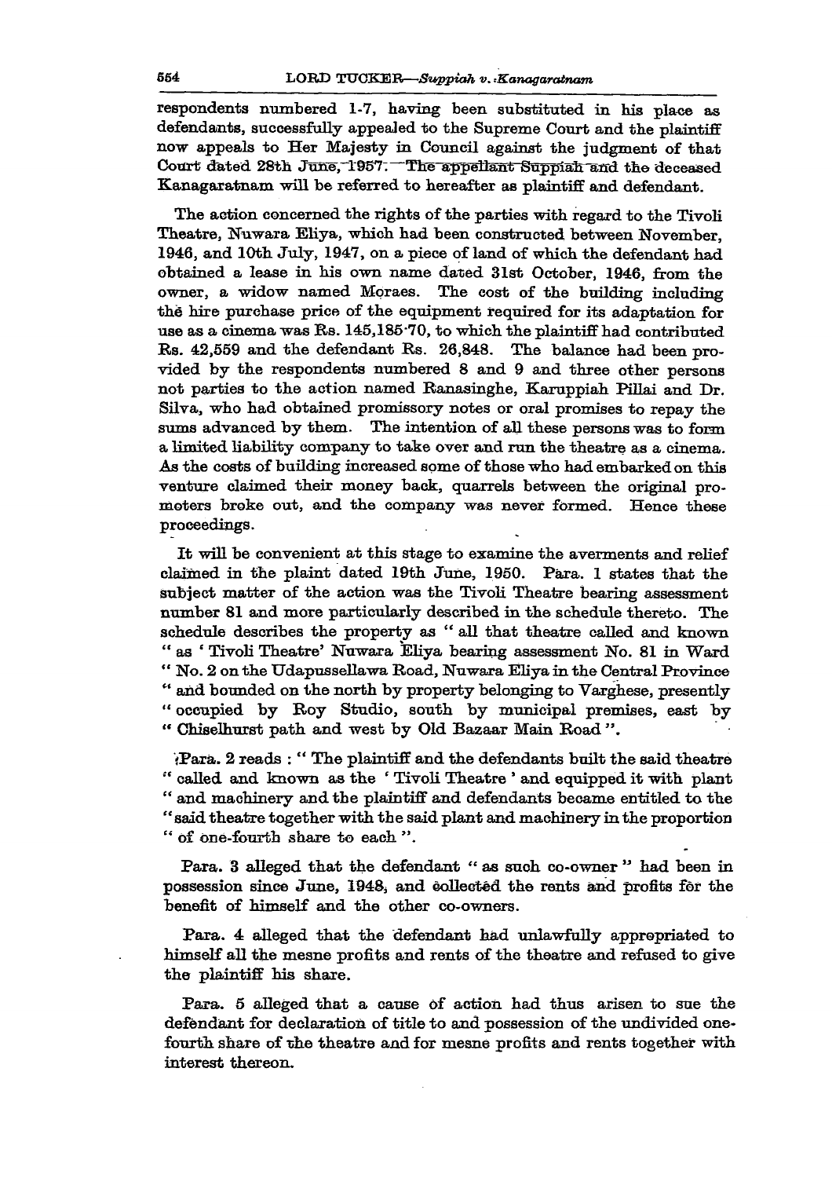respondents numbered 1-7, having been substituted in his place as defendants, successfully appealed to the Supreme Court and the plaintiff now appeals to Her Majesty in Council against the judgment of that Court dated 28th June, 1957. The appellant Suppiah and the deceased Kanagaratnam will be referred to hereafter as plaintiff and defendant.

The action concerned the rights of the parties with regard to the Tivoli Theatre, Nuwara Eliya, which had been constructed between November, 1946, and 10th July, 1947, on a piece of land of which the defendant had obtained a lease in his own name dated 31st October, 1946, from the owner, a widow named Moraes. The cost of the building including the hire purchase price of the equipment required for its adaptation for use as a cinema was Rs. 145,185·70, to which the plaintiff had contributed Rs. 42,559 and the defendant Rs. 26,848. The balance had been provided by the respondents numbered 8 and 9 and three other persons not parties to the action named Ranasinghe, Karuppiah Pillai and Dr. Silva, who had obtained promissory notes or oral promises to repay the sums advanced by them. The intention of all these persons was to form a limited liability company to take over and run the theatre as a cinema. As the costs of building increased some of those who had embarked on this venture claimed their money back, quarrels between the original promoters broke out, and the company was never formed. Hence these proceedings.

It will be convenient at this stage to examine the averments and relief claimed in the plaint dated 19th June, 1950. Para. 1 states that the subject matter of the action was the Tivoli Theatre bearing assessment number 81 and more particularly described in the schedule thereto. The schedule describes the property as " all that theatre called and known " as ' Tivoli Theatre' Nuwara Eliya bearing assessment No. 81 in Ward " No. 2 on the Udapussellawa Road, Nuwara Eliya in the Central Province " and bounded on the north by property belonging to Varghese, presently " occupied by Roy Studio, south by municipal premises, east by " Chiselhurst path and west by Old Bazaar Main Road ".

Para. 2 reads : " The plaintiff and the defendants built the said theatre " called and known as the ' Tivoli Theatre ' and equipped it with plant " and machinery and the plaintiff and defendants became entitled to the " said theatre together with the said plant and machinery in the proportion " of one-fourth share to each ".

Para. 3 alleged that the defendant " as such co-owner " had been in possession since June, 1948, and collected the rents and profits for the benefit of himself and the other co-owners.

Para. 4 alleged that the defendant had unlawfully appropriated to himself all the mesne profits and rents of the theatre and refused to give the plaintiff his share.

Para. 5 alleged that a cause of action had thus arisen to sue the defendant for declaration of title to and possession of the undivided one-fourth share of the theatre and for mesne profits and rents together with interest thereon.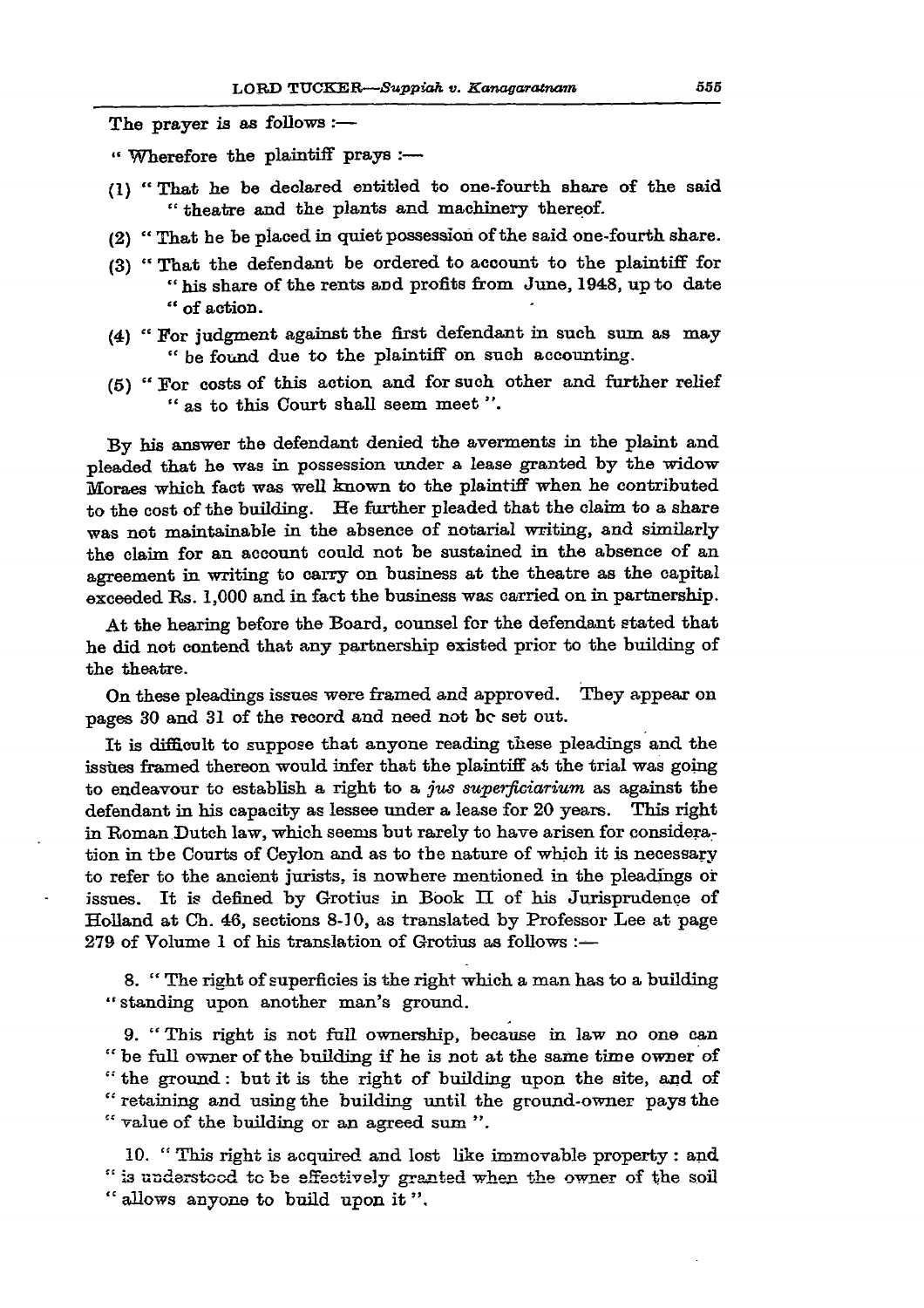The prayer is as follows :—

" Wherefore the plaintiff prays :—

(1) " That he be declared entitled to one-fourth share of the said " theatre and the plants and machinery thereof.

(2) " That he be placed in quiet possession of the said one-fourth share.

(3) " That the defendant be ordered to account to the plaintiff for " his share of the rents and profits from June, 1948, up to date " of action.

(4) " For judgment against the first defendant in such sum as may " be found due to the plaintiff on such accounting.

(5) " For costs of this action and for such other and further relief " as to this Court shall seem meet ".

By his answer the defendant denied the averments in the plaint and pleaded that he was in possession under a lease granted by the widow Moraes which fact was well known to the plaintiff when he contributed to the cost of the building. He further pleaded that the claim to a share was not maintainable in the absence of notarial writing, and similarly the claim for an account could not be sustained in the absence of an agreement in writing to carry on business at the theatre as the capital exceeded Rs. 1,000 and in fact the business was carried on in partnership.

At the hearing before the Board, counsel for the defendant stated that he did not contend that any partnership existed prior to the building of the theatre.

On these pleadings issues were framed and approved. They appear on pages 30 and 31 of the record and need not be set out.

It is difficult to suppose that anyone reading these pleadings and the issues framed thereon would infer that the plaintiff at the trial was going to endeavour to establish a right to a *jus superficiarium* as against the defendant in his capacity as lessee under a lease for 20 years. This right in Roman Dutch law, which seems but rarely to have arisen for consideration in the Courts of Ceylon and as to the nature of which it is necessary to refer to the ancient jurists, is nowhere mentioned in the pleadings or issues. It is defined by Grotius in Book II of his Jurisprudence of Holland at Ch. 46, sections 8-10, as translated by Professor Lee at page 279 of Volume 1 of his translation of Grotius as follows :—

8. " The right of superficies is the right which a man has to a building " standing upon another man's ground.

9. " This right is not full ownership, because in law no one can " be full owner of the building if he is not at the same time owner of " the ground : but it is the right of building upon the site, and of " retaining and using the building until the ground-owner pays the " value of the building or an agreed sum ".

10. " This right is acquired and lost like immovable property : and " is understood to be effectively granted when the owner of the soil " allows anyone to build upon it ".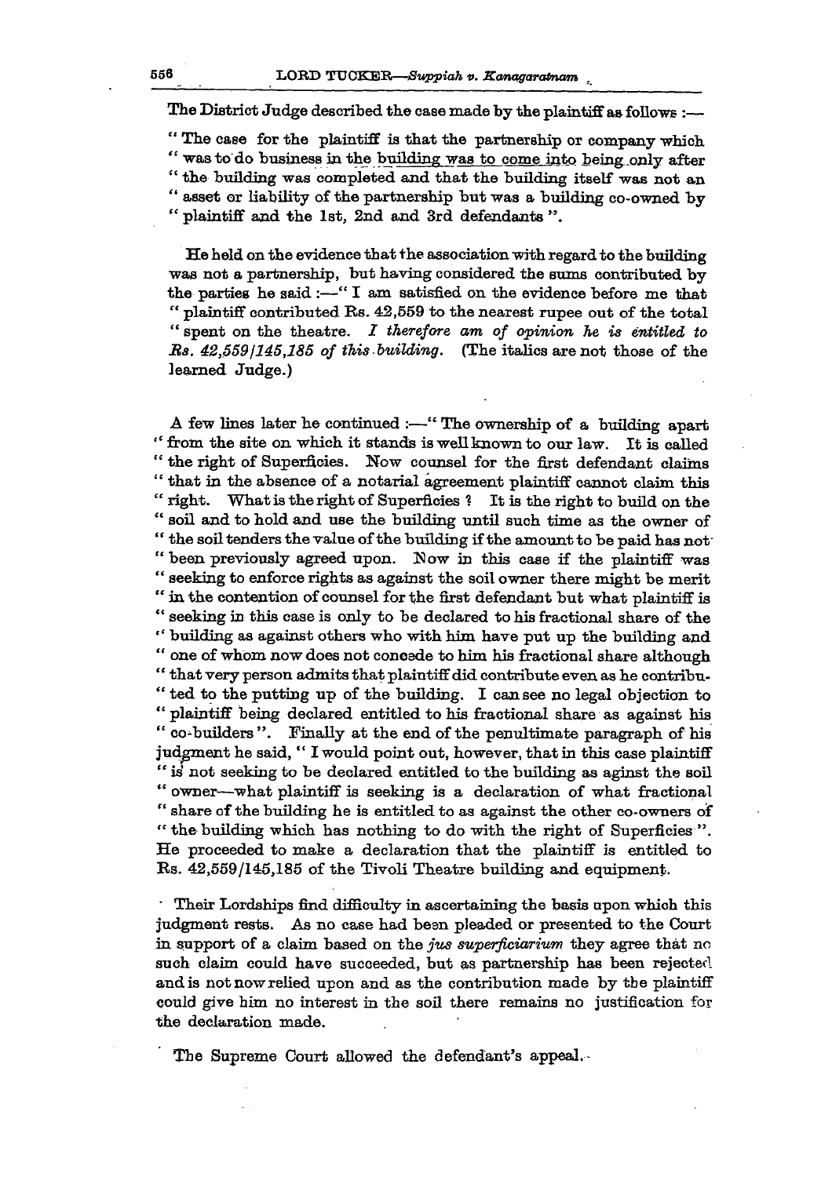The District Judge described the case made by the plaintiff as follows :—

"The case for the plaintiff is that the partnership or company which "was to do business in the building was to come into being only after "the building was completed and that the building itself was not an "asset or liability of the partnership but was a building co-owned by "plaintiff and the 1st, 2nd and 3rd defendants".

He held on the evidence that the association with regard to the building was not a partnership, but having considered the sums contributed by the parties he said :—" I am satisfied on the evidence before me that "plaintiff contributed Rs. 42,559 to the nearest rupee out of the total "spent on the theatre. *I therefore am of opinion he is entitled to Rs. 42,559/145,185 of this building.* (The italics are not those of the learned Judge.)

A few lines later he continued :—" The ownership of a building apart "from the site on which it stands is well known to our law. It is called "the right of Superficies. Now counsel for the first defendant claims "that in the absence of a notarial agreement plaintiff cannot claim this "right. What is the right of Superficies ? It is the right to build on the "soil and to hold and use the building until such time as the owner of "the soil tenders the value of the building if the amount to be paid has not "been previously agreed upon. Now in this case if the plaintiff was "seeking to enforce rights as against the soil owner there might be merit "in the contention of counsel for the first defendant but what plaintiff is "seeking in this case is only to be declared to his fractional share of the "building as against others who with him have put up the building and "one of whom now does not concede to him his fractional share although "that very person admits that plaintiff did contribute even as he contribu- "ted to the putting up of the building. I can see no legal objection to "plaintiff being declared entitled to his fractional share as against his "co-builders". Finally at the end of the penultimate paragraph of his judgment he said, " I would point out, however, that in this case plaintiff "is not seeking to be declared entitled to the building as aginst the soil "owner—what plaintiff is seeking is a declaration of what fractional "share of the building he is entitled to as against the other co-owners of "the building which has nothing to do with the right of Superficies". He proceeded to make a declaration that the plaintiff is entitled to Rs. 42,559/145,185 of the Tivoli Theatre building and equipment.

Their Lordships find difficulty in ascertaining the basis upon which this judgment rests. As no case had been pleaded or presented to the Court in support of a claim based on the *jus superficiarium* they agree that no such claim could have succeeded, but as partnership has been rejected and is not now relied upon and as the contribution made by the plaintiff could give him no interest in the soil there remains no justification for the declaration made.

The Supreme Court allowed the defendant's appeal.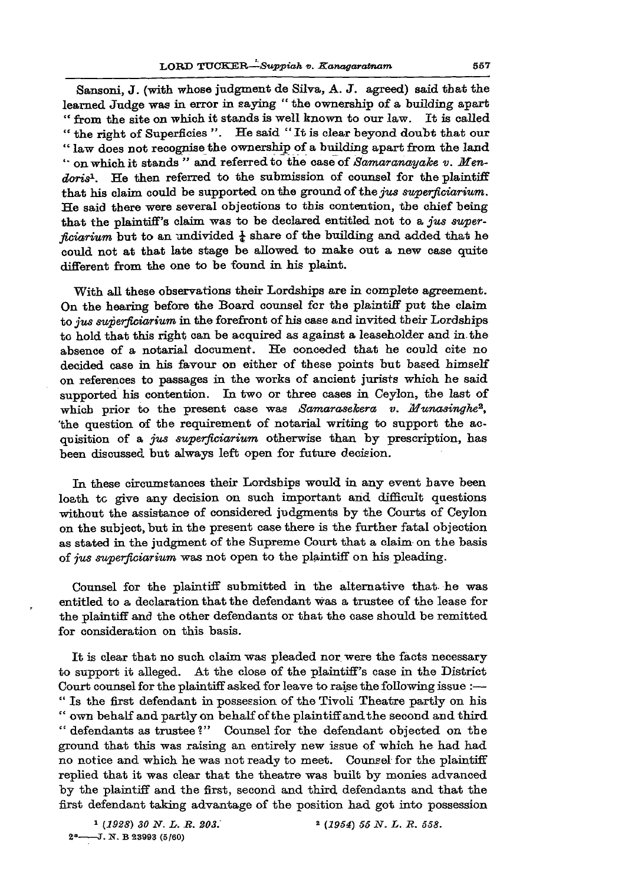Sansoni, J. (with whose judgment de Silva, A. J. agreed) said that the learned Judge was in error in saying " the ownership of a building apart " from the site on which it stands is well known to our law. It is called " the right of Superficies ". He said " It is clear beyond doubt that our " law does not recognise the ownership of a building apart from the land " on which it stands " and referred to the case of *Samaranayake v. Mendoris*[1]. He then referred to the submission of counsel for the plaintiff that his claim could be supported on the ground of the *jus superficiarium*. He said there were several objections to this contention, the chief being that the plaintiff's claim was to be declared entitled not to a *jus superficiarium* but to an undivided ¼ share of the building and added that he could not at that late stage be allowed to make out a new case quite different from the one to be found in his plaint.

With all these observations their Lordships are in complete agreement. On the hearing before the Board counsel for the plaintiff put the claim to *jus superficiarium* in the forefront of his case and invited their Lordships to hold that this right can be acquired as against a leaseholder and in the absence of a notarial document. He conceded that he could cite no decided case in his favour on either of these points but based himself on references to passages in the works of ancient jurists which he said supported his contention. In two or three cases in Ceylon, the last of which prior to the present case was *Samarasekera v. Munasinghe*[2], the question of the requirement of notarial writing to support the acquisition of a *jus superficiarium* otherwise than by prescription, has been discussed but always left open for future decision.

In these circumstances their Lordships would in any event have been loath to give any decision on such important and difficult questions without the assistance of considered judgments by the Courts of Ceylon on the subject, but in the present case there is the further fatal objection as stated in the judgment of the Supreme Court that a claim on the basis of *jus superficiarium* was not open to the plaintiff on his pleading.

Counsel for the plaintiff submitted in the alternative that he was entitled to a declaration that the defendant was a trustee of the lease for the plaintiff and the other defendants or that the case should be remitted for consideration on this basis.

It is clear that no such claim was pleaded nor were the facts necessary to support it alleged. At the close of the plaintiff's case in the District Court counsel for the plaintiff asked for leave to raise the following issue :— " Is the first defendant in possession of the Tivoli Theatre partly on his " own behalf and partly on behalf of the plaintiff and the second and third " defendants as trustee ?" Counsel for the defendant objected on the ground that this was raising an entirely new issue of which he had had no notice and which he was not ready to meet. Counsel for the plaintiff replied that it was clear that the theatre was built by monies advanced by the plaintiff and the first, second and third defendants and that the first defendant taking advantage of the position had got into possession

[1] (1928) 30 N. L. R. 203.

[2] (1954) 55 N. L. R. 558.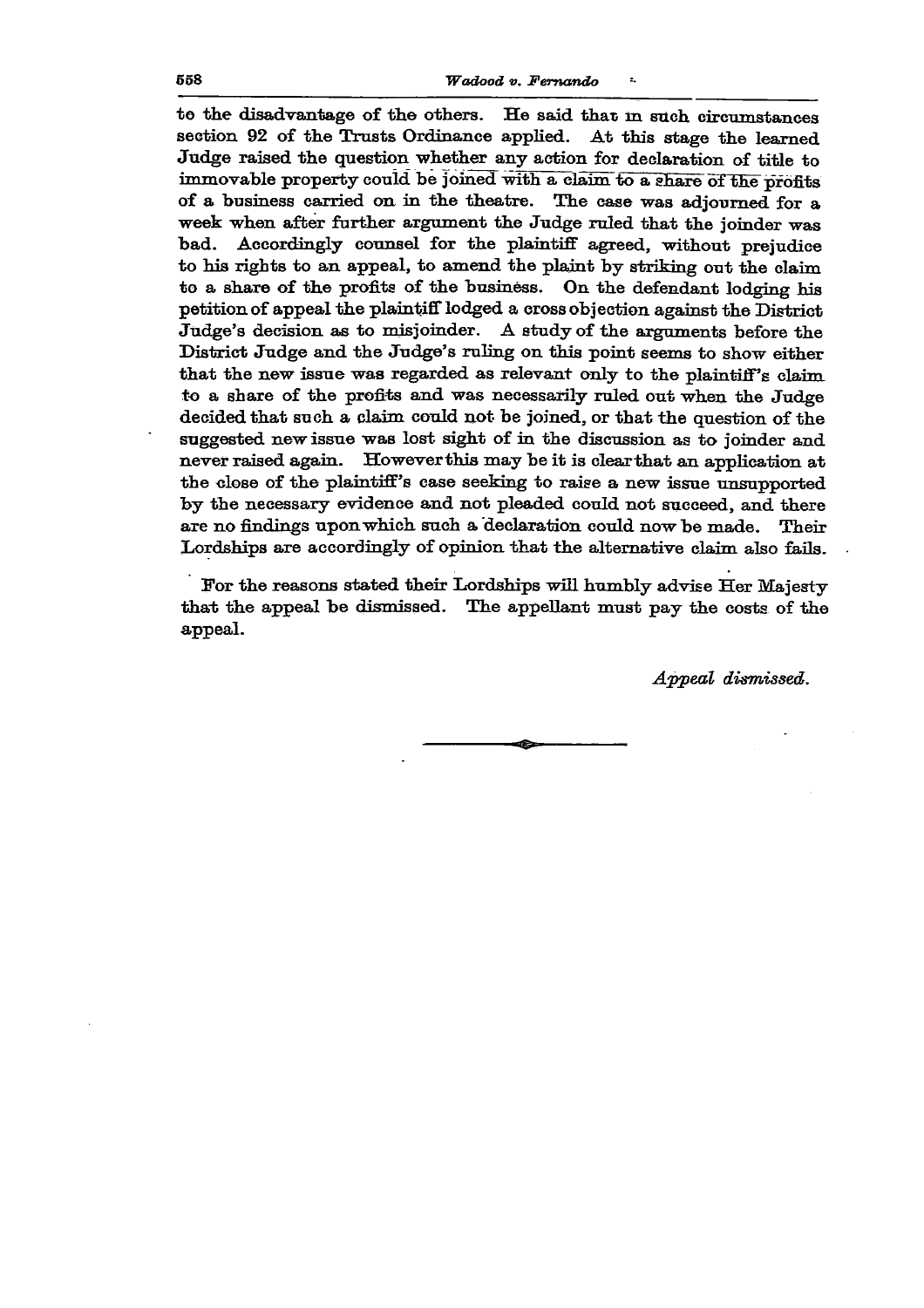to the disadvantage of the others. He said that in such circumstances section 92 of the Trusts Ordinance applied. At this stage the learned Judge raised the question whether any action for declaration of title to immovable property could be joined with a claim to a share of the profits of a business carried on in the theatre. The case was adjourned for a week when after further argument the Judge ruled that the joinder was bad. Accordingly counsel for the plaintiff agreed, without prejudice to his rights to an appeal, to amend the plaint by striking out the claim to a share of the profits of the business. On the defendant lodging his petition of appeal the plaintiff lodged a cross objection against the District Judge's decision as to misjoinder. A study of the arguments before the District Judge and the Judge's ruling on this point seems to show either that the new issue was regarded as relevant only to the plaintiff's claim to a share of the profits and was necessarily ruled out when the Judge decided that such a claim could not be joined, or that the question of the suggested new issue was lost sight of in the discussion as to joinder and never raised again. However this may be it is clear that an application at the close of the plaintiff's case seeking to raise a new issue unsupported by the necessary evidence and not pleaded could not succeed, and there are no findings upon which such a declaration could now be made. Their Lordships are accordingly of opinion that the alternative claim also fails.

For the reasons stated their Lordships will humbly advise Her Majesty that the appeal be dismissed. The appellant must pay the costs of the appeal.

*Appeal dismissed.*